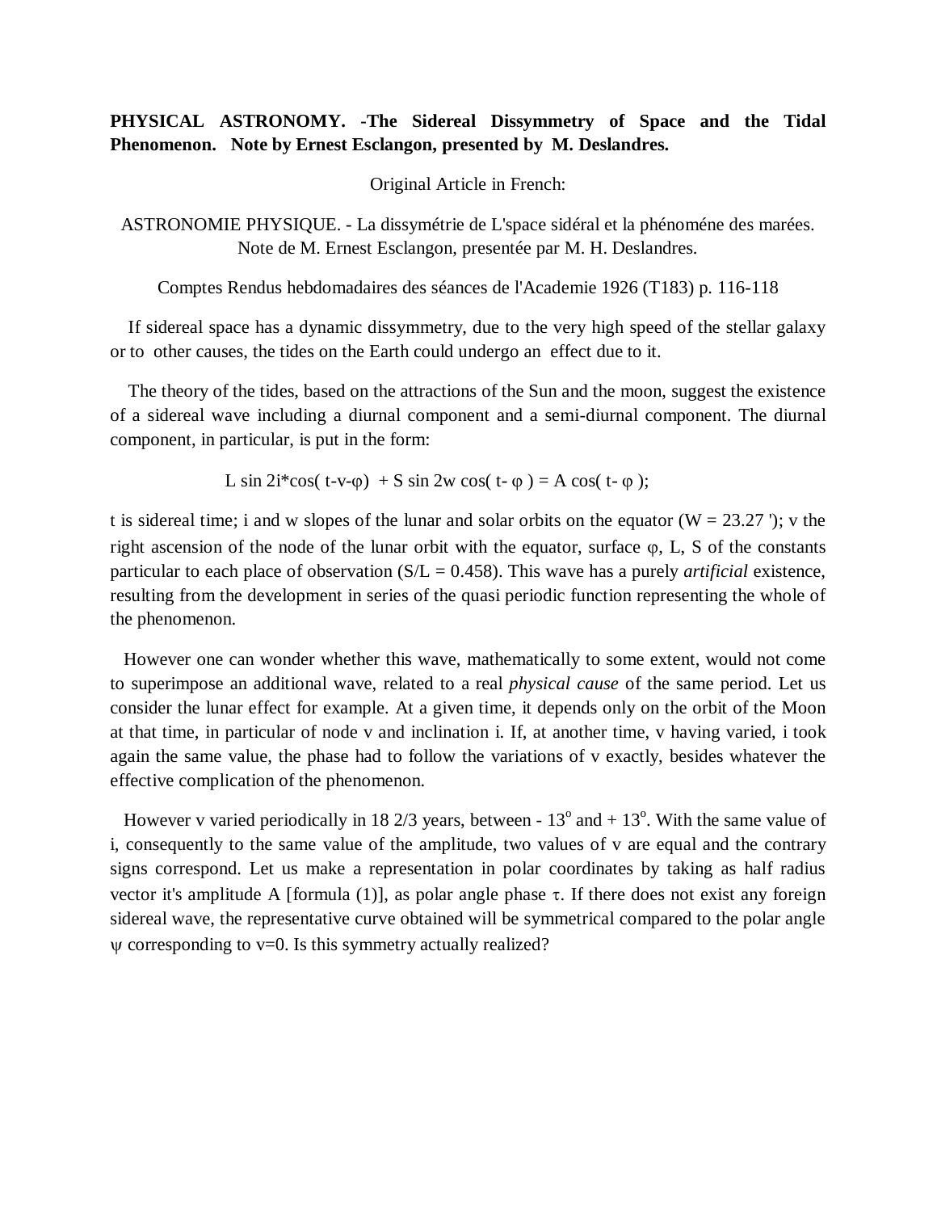**PHYSICAL ASTRONOMY. -The Sidereal Dissymmetry of Space and the Tidal Phenomenon. Note by Ernest Esclangon, presented by M. Deslandres.**

Original Article in French:

ASTRONOMIE PHYSIQUE. - La dissymétrie de L'space sidéral et la phénoméne des marées. Note de M. Ernest Esclangon, presentée par M. H. Deslandres.

Comptes Rendus hebdomadaires des séances de l'Academie 1926 (T183) p. 116-118

If sidereal space has a dynamic dissymmetry, due to the very high speed of the stellar galaxy or to other causes, the tides on the Earth could undergo an effect due to it.

The theory of the tides, based on the attractions of the Sun and the moon, suggest the existence of a sidereal wave including a diurnal component and a semi-diurnal component. The diurnal component, in particular, is put in the form:

$$L \sin 2i^* \cos( t\text{-}v\text{-}\varphi) + S \sin 2w \cos( t\text{-} \varphi ) = A \cos( t\text{-} \varphi );$$

t is sidereal time; i and w slopes of the lunar and solar orbits on the equator (W = 23.27 '); v the right ascension of the node of the lunar orbit with the equator, surface $\varphi$, L, S of the constants particular to each place of observation (S/L = 0.458). This wave has a purely *artificial* existence, resulting from the development in series of the quasi periodic function representing the whole of the phenomenon.

However one can wonder whether this wave, mathematically to some extent, would not come to superimpose an additional wave, related to a real *physical cause* of the same period. Let us consider the lunar effect for example. At a given time, it depends only on the orbit of the Moon at that time, in particular of node v and inclination i. If, at another time, v having varied, i took again the same value, the phase had to follow the variations of v exactly, besides whatever the effective complication of the phenomenon.

However v varied periodically in 18 2/3 years, between - $13^o$ and + $13^o$. With the same value of i, consequently to the same value of the amplitude, two values of v are equal and the contrary signs correspond. Let us make a representation in polar coordinates by taking as half radius vector it's amplitude A [formula (1)], as polar angle phase $\tau$. If there does not exist any foreign sidereal wave, the representative curve obtained will be symmetrical compared to the polar angle $\psi$ corresponding to v=0. Is this symmetry actually realized?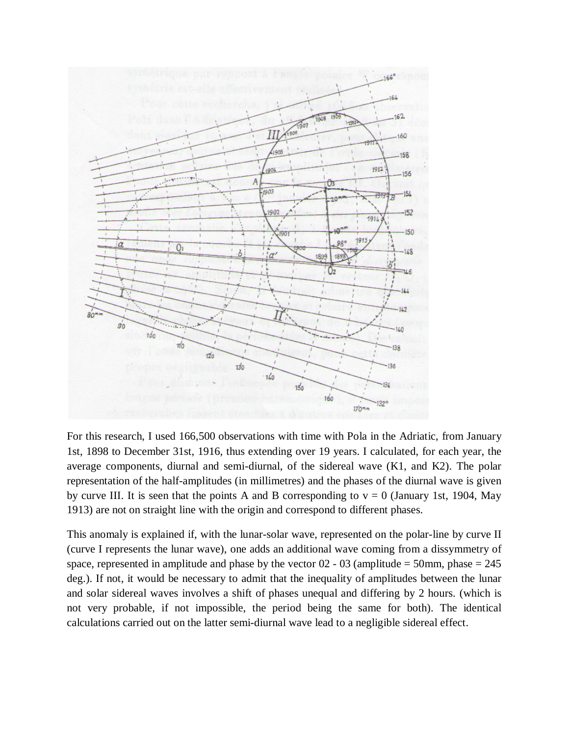For this research, I used 166,500 observations with time with Pola in the Adriatic, from January 1st, 1898 to December 31st, 1916, thus extending over 19 years. I calculated, for each year, the average components, diurnal and semi-diurnal, of the sidereal wave (K1, and K2). The polar representation of the half-amplitudes (in millimetres) and the phases of the diurnal wave is given by curve III. It is seen that the points A and B corresponding to v = 0 (January 1st, 1904, May 1913) are not on straight line with the origin and correspond to different phases.

This anomaly is explained if, with the lunar-solar wave, represented on the polar-line by curve II (curve I represents the lunar wave), one adds an additional wave coming from a dissymmetry of space, represented in amplitude and phase by the vector 02 - 03 (amplitude = 50mm, phase = 245 deg.). If not, it would be necessary to admit that the inequality of amplitudes between the lunar and solar sidereal waves involves a shift of phases unequal and differing by 2 hours. (which is not very probable, if not impossible, the period being the same for both). The identical calculations carried out on the latter semi-diurnal wave lead to a negligible sidereal effect.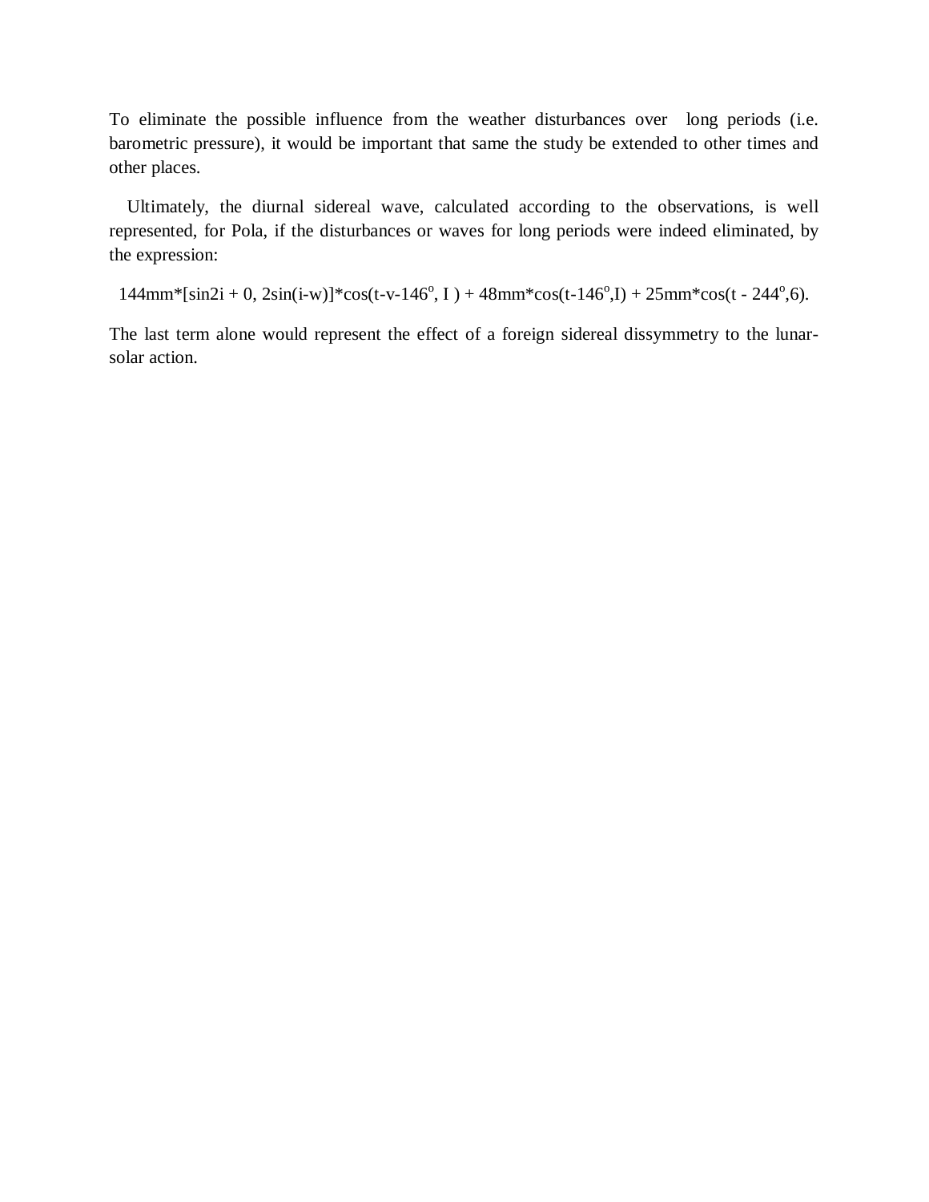To eliminate the possible influence from the weather disturbances over long periods (i.e. barometric pressure), it would be important that same the study be extended to other times and other places.

Ultimately, the diurnal sidereal wave, calculated according to the observations, is well represented, for Pola, if the disturbances or waves for long periods were indeed eliminated, by the expression:

$$144mm*[\sin 2i + 0,2\sin(i-w)]*\cos(t-v-146^{o},I) + 48mm*\cos(t-146^{o},I) + 25mm*\cos(t - 244^{o},6).$$

The last term alone would represent the effect of a foreign sidereal dissymmetry to the lunar-solar action.